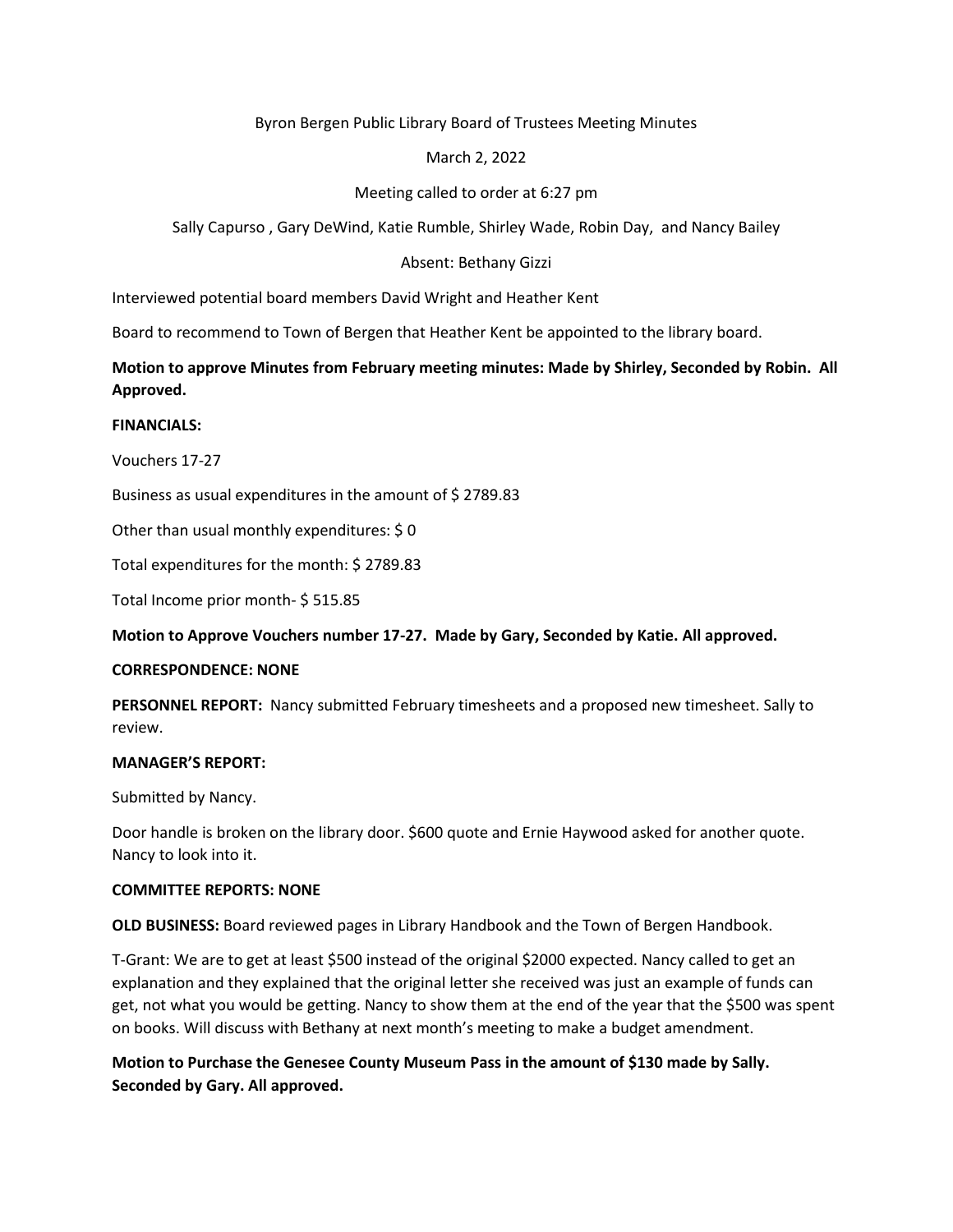Byron Bergen Public Library Board of Trustees Meeting Minutes

March 2, 2022

Meeting called to order at 6:27 pm

Sally Capurso , Gary DeWind, Katie Rumble, Shirley Wade, Robin Day, and Nancy Bailey

Absent: Bethany Gizzi

Interviewed potential board members David Wright and Heather Kent

Board to recommend to Town of Bergen that Heather Kent be appointed to the library board.

**Motion to approve Minutes from February meeting minutes: Made by Shirley, Seconded by Robin. All Approved.**

**FINANCIALS:**

Vouchers 17-27

Business as usual expenditures in the amount of $ 2789.83

Other than usual monthly expenditures: $ 0

Total expenditures for the month: $ 2789.83

Total Income prior month- $ 515.85

**Motion to Approve Vouchers number 17-27. Made by Gary, Seconded by Katie. All approved.**

**CORRESPONDENCE: NONE**

**PERSONNEL REPORT:** Nancy submitted February timesheets and a proposed new timesheet. Sally to review.

**MANAGER'S REPORT:**

Submitted by Nancy.

Door handle is broken on the library door. $600 quote and Ernie Haywood asked for another quote. Nancy to look into it.

**COMMITTEE REPORTS: NONE**

**OLD BUSINESS:** Board reviewed pages in Library Handbook and the Town of Bergen Handbook.

T-Grant: We are to get at least $500 instead of the original $2000 expected. Nancy called to get an explanation and they explained that the original letter she received was just an example of funds can get, not what you would be getting. Nancy to show them at the end of the year that the $500 was spent on books. Will discuss with Bethany at next month's meeting to make a budget amendment.

**Motion to Purchase the Genesee County Museum Pass in the amount of $130 made by Sally. Seconded by Gary. All approved.**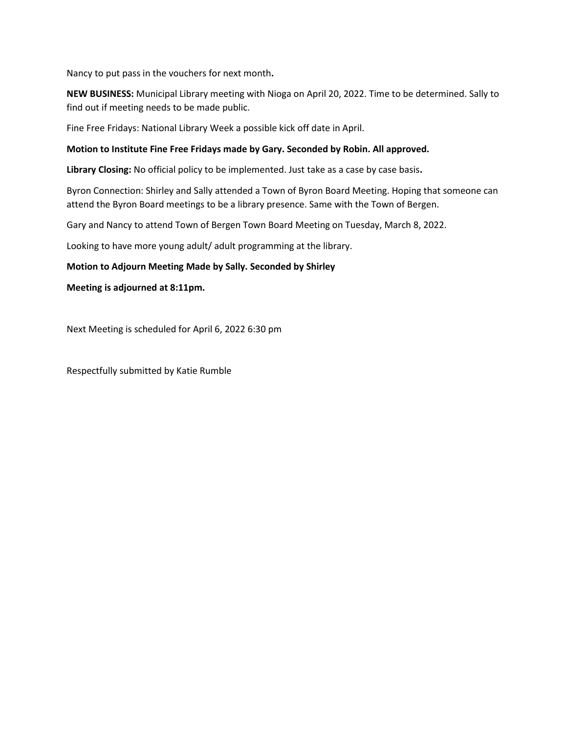Nancy to put pass in the vouchers for next month**.**

**NEW BUSINESS:** Municipal Library meeting with Nioga on April 20, 2022. Time to be determined. Sally to find out if meeting needs to be made public.

Fine Free Fridays: National Library Week a possible kick off date in April.

**Motion to Institute Fine Free Fridays made by Gary. Seconded by Robin. All approved.**

**Library Closing:** No official policy to be implemented. Just take as a case by case basis**.**

Byron Connection: Shirley and Sally attended a Town of Byron Board Meeting. Hoping that someone can attend the Byron Board meetings to be a library presence. Same with the Town of Bergen.

Gary and Nancy to attend Town of Bergen Town Board Meeting on Tuesday, March 8, 2022.

Looking to have more young adult/ adult programming at the library.

**Motion to Adjourn Meeting Made by Sally. Seconded by Shirley**

**Meeting is adjourned at 8:11pm.**

Next Meeting is scheduled for April 6, 2022 6:30 pm

Respectfully submitted by Katie Rumble